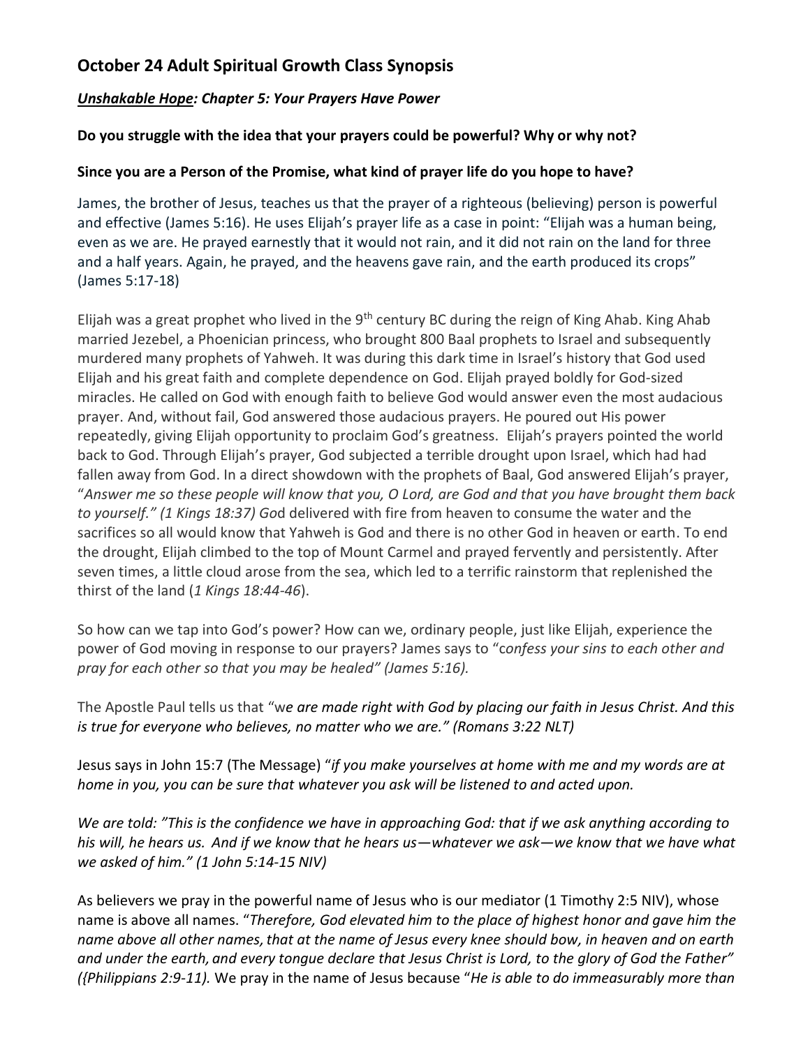## October 24 Adult Spiritual Growth Class Synopsis

### ***Unshakable Hope**: Chapter 5: Your Prayers Have Power*

**Do you struggle with the idea that your prayers could be powerful? Why or why not?**

**Since you are a Person of the Promise, what kind of prayer life do you hope to have?**

James, the brother of Jesus, teaches us that the prayer of a righteous (believing) person is powerful and effective (James 5:16). He uses Elijah's prayer life as a case in point: "Elijah was a human being, even as we are. He prayed earnestly that it would not rain, and it did not rain on the land for three and a half years. Again, he prayed, and the heavens gave rain, and the earth produced its crops" (James 5:17-18)

Elijah was a great prophet who lived in the 9th century BC during the reign of King Ahab. King Ahab married Jezebel, a Phoenician princess, who brought 800 Baal prophets to Israel and subsequently murdered many prophets of Yahweh. It was during this dark time in Israel's history that God used Elijah and his great faith and complete dependence on God. Elijah prayed boldly for God-sized miracles. He called on God with enough faith to believe God would answer even the most audacious prayer. And, without fail, God answered those audacious prayers. He poured out His power repeatedly, giving Elijah opportunity to proclaim God's greatness. Elijah's prayers pointed the world back to God. Through Elijah's prayer, God subjected a terrible drought upon Israel, which had had fallen away from God. In a direct showdown with the prophets of Baal, God answered Elijah's prayer, "*Answer me so these people will know that you, O Lord, are God and that you have brought them back to yourself." (1 Kings 18:37) Go*d delivered with fire from heaven to consume the water and the sacrifices so all would know that Yahweh is God and there is no other God in heaven or earth. To end the drought, Elijah climbed to the top of Mount Carmel and prayed fervently and persistently. After seven times, a little cloud arose from the sea, which led to a terrific rainstorm that replenished the thirst of the land (*1 Kings 18:44-46*).

So how can we tap into God's power? How can we, ordinary people, just like Elijah, experience the power of God moving in response to our prayers? James says to "c*onfess your sins to each other and pray for each other so that you may be healed" (James 5:16).*

The Apostle Paul tells us that "w*e are made right with God by placing our faith in Jesus Christ. And this is true for everyone who believes, no matter who we are." (Romans 3:22 NLT)*

Jesus says in John 15:7 (The Message) "*if you make yourselves at home with me and my words are at home in you, you can be sure that whatever you ask will be listened to and acted upon.*

*We are told: "This is the confidence we have in approaching God: that if we ask anything according to his will, he hears us. And if we know that he hears us—whatever we ask—we know that we have what we asked of him." (1 John 5:14-15 NIV)*

As believers we pray in the powerful name of Jesus who is our mediator (1 Timothy 2:5 NIV), whose name is above all names. "*Therefore, God elevated him to the place of highest honor and gave him the name above all other names, that at the name of Jesus every knee should bow, in heaven and on earth and under the earth, and every tongue declare that Jesus Christ is Lord, to the glory of God the Father" ({Philippians 2:9-11).* We pray in the name of Jesus because "*He is able to do immeasurably more than*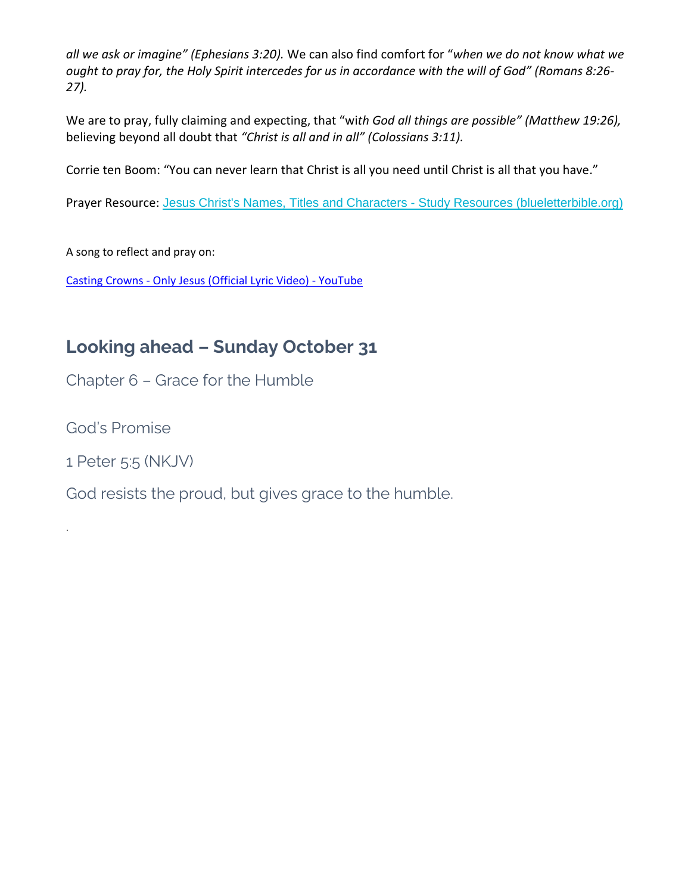*all we ask or imagine" (Ephesians 3:20).* We can also find comfort for "*when we do not know what we ought to pray for, the Holy Spirit intercedes for us in accordance with the will of God" (Romans 8:26-27).*

We are to pray, fully claiming and expecting, that "wi*th God all things are possible" (Matthew 19:26),* believing beyond all doubt that *"Christ is all and in all" (Colossians 3:11).*

Corrie ten Boom: "You can never learn that Christ is all you need until Christ is all that you have."

Prayer Resource: Jesus Christ's Names, Titles and Characters - Study Resources (blueletterbible.org)

A song to reflect and pray on:

Casting Crowns - Only Jesus (Official Lyric Video) - YouTube

## Looking ahead – Sunday October 31

Chapter 6 – Grace for the Humble

God's Promise

1 Peter 5:5 (NKJV)

God resists the proud, but gives grace to the humble.

.